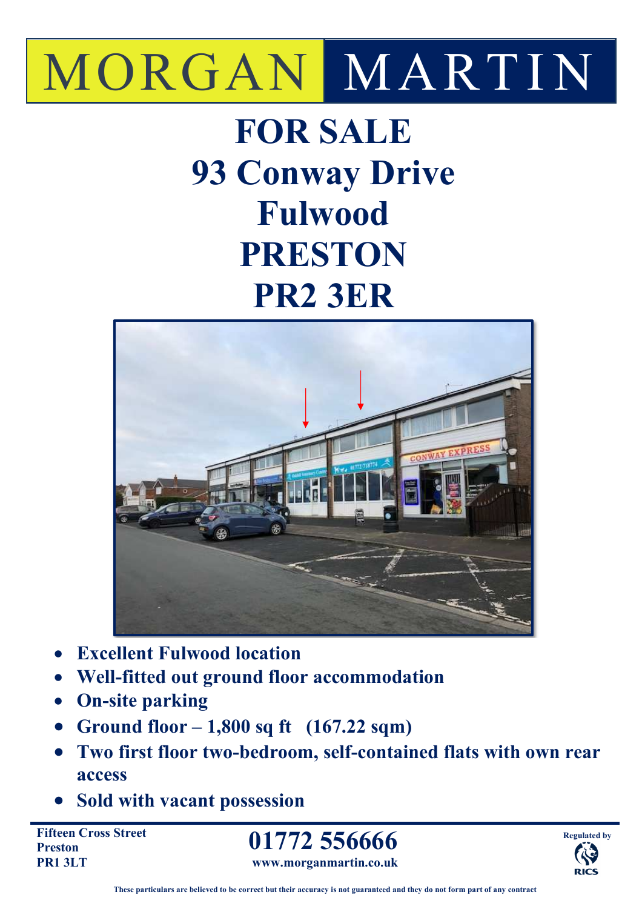MORGAN MARTIN

# FOR SALE
# 93 Conway Drive
# Fulwood
# PRESTON
# PR2 3ER

- **Excellent Fulwood location**
- **Well-fitted out ground floor accommodation**
- **On-site parking**
- **Ground floor – 1,800 sq ft (167.22 sqm)**
- **Two first floor two-bedroom, self-contained flats with own rear access**
- **Sold with vacant possession**

**Fifteen Cross Street**
**Preston**
**PR1 3LT**

**01772 556666**
**www.morganmartin.co.uk**

Regulated by RICS

**These particulars are believed to be correct but their accuracy is not guaranteed and they do not form part of any contract**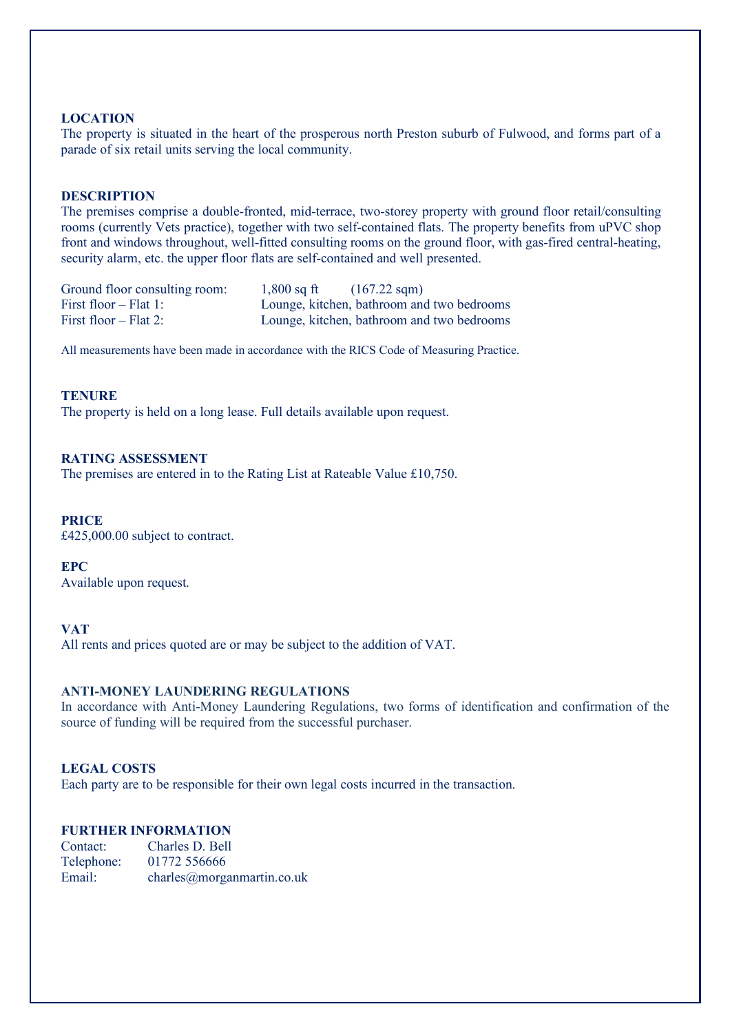## LOCATION

The property is situated in the heart of the prosperous north Preston suburb of Fulwood, and forms part of a parade of six retail units serving the local community.

## DESCRIPTION

The premises comprise a double-fronted, mid-terrace, two-storey property with ground floor retail/consulting rooms (currently Vets practice), together with two self-contained flats. The property benefits from uPVC shop front and windows throughout, well-fitted consulting rooms on the ground floor, with gas-fired central-heating, security alarm, etc. the upper floor flats are self-contained and well presented.

| | | |
|---|---|---|
| Ground floor consulting room: | 1,800 sq ft | (167.22 sqm) |
| First floor – Flat 1: | Lounge, kitchen, bathroom and two bedrooms | |
| First floor – Flat 2: | Lounge, kitchen, bathroom and two bedrooms | |

All measurements have been made in accordance with the RICS Code of Measuring Practice.

## TENURE

The property is held on a long lease. Full details available upon request.

## RATING ASSESSMENT

The premises are entered in to the Rating List at Rateable Value £10,750.

## PRICE

£425,000.00 subject to contract.

## EPC

Available upon request.

## VAT

All rents and prices quoted are or may be subject to the addition of VAT.

## ANTI-MONEY LAUNDERING REGULATIONS

In accordance with Anti-Money Laundering Regulations, two forms of identification and confirmation of the source of funding will be required from the successful purchaser.

## LEGAL COSTS

Each party are to be responsible for their own legal costs incurred in the transaction.

## FURTHER INFORMATION

Contact: Charles D. Bell
Telephone: 01772 556666
Email: charles@morganmartin.co.uk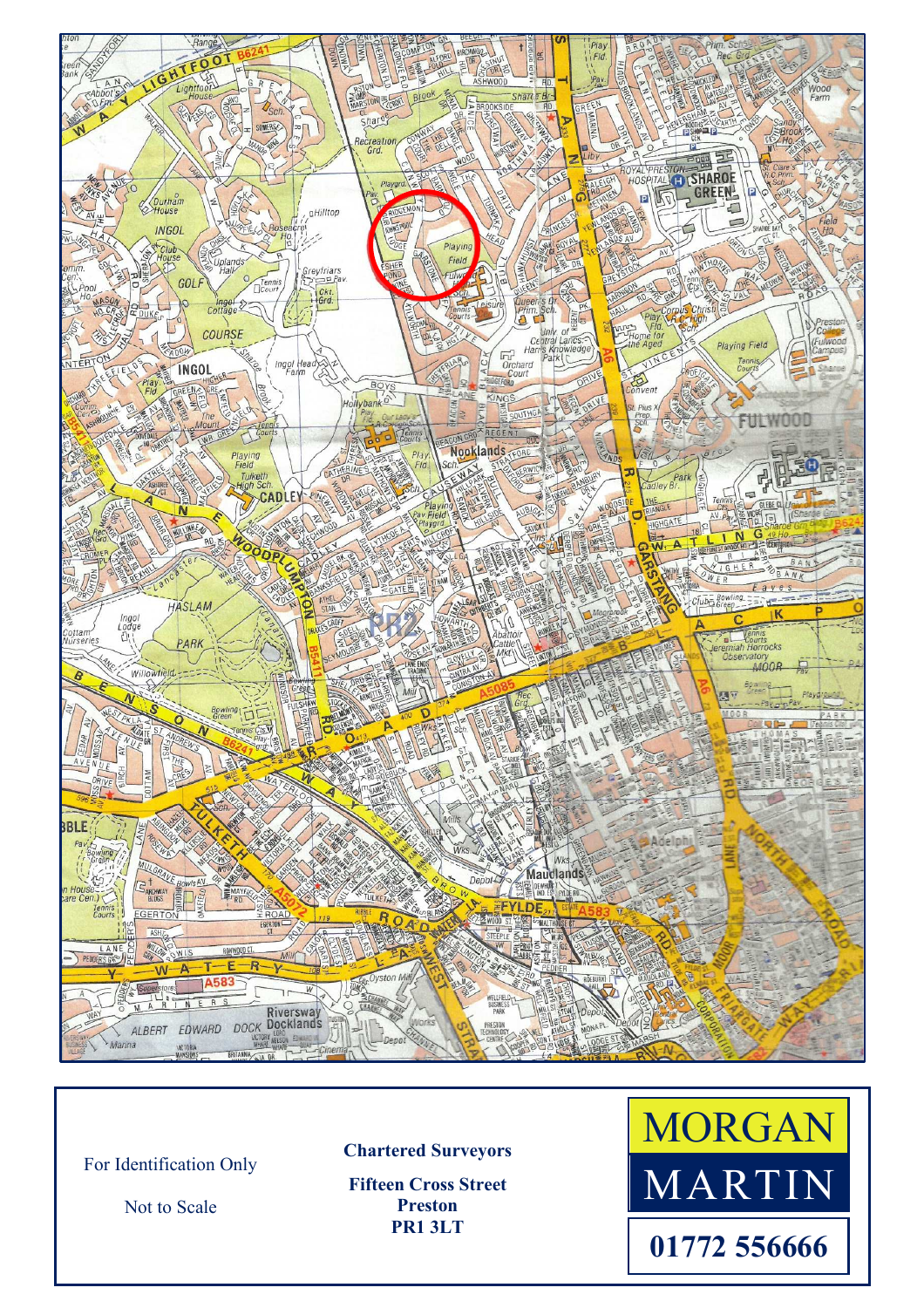For Identification Only

Not to Scale

**Chartered Surveyors**

**Fifteen Cross Street**
**Preston**
**PR1 3LT**

MORGAN
MARTIN

**01772 556666**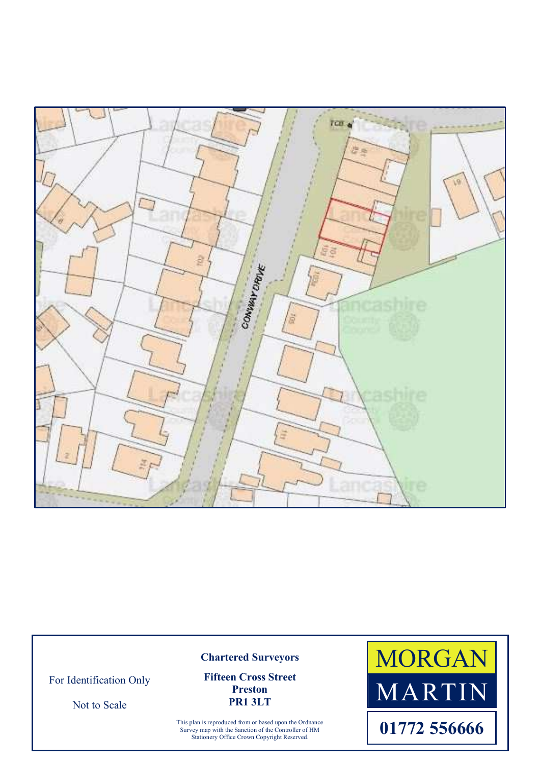CONWAY DRIVE

For Identification Only

Not to Scale

**Chartered Surveyors**

**Fifteen Cross Street**
**Preston**
**PR1 3LT**

This plan is reproduced from or based upon the Ordnance Survey map with the Sanction of the Controller of HM Stationery Office Crown Copyright Reserved.

MORGAN MARTIN

**01772 556666**